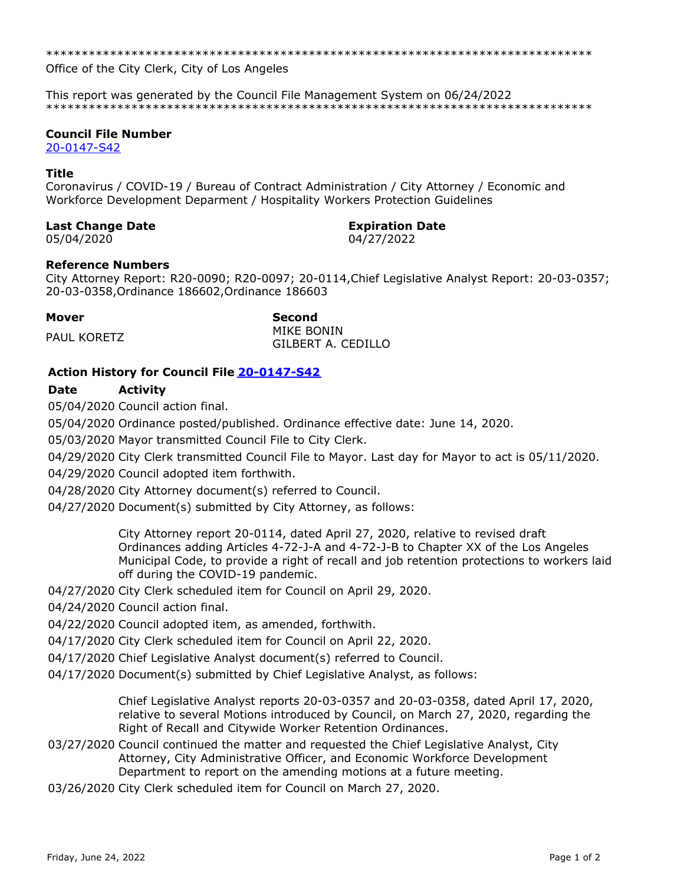*******************************************************************************
Office of the City Clerk, City of Los Angeles

This report was generated by the Council File Management System on 06/24/2022
*******************************************************************************

**Council File Number**
20-0147-S42

**Title**
Coronavirus / COVID-19 / Bureau of Contract Administration / City Attorney / Economic and Workforce Development Deparment / Hospitality Workers Protection Guidelines

**Last Change Date**
05/04/2020

**Expiration Date**
04/27/2022

**Reference Numbers**
City Attorney Report: R20-0090; R20-0097; 20-0114,Chief Legislative Analyst Report: 20-03-0357; 20-03-0358,Ordinance 186602,Ordinance 186603

**Mover**
PAUL KORETZ

**Second**
MIKE BONIN
GILBERT A. CEDILLO

**Action History for Council File 20-0147-S42**

| Date | Activity |
| --- | --- |
| 05/04/2020 | Council action final. |
| 05/04/2020 | Ordinance posted/published. Ordinance effective date: June 14, 2020. |
| 05/03/2020 | Mayor transmitted Council File to City Clerk. |
| 04/29/2020 | City Clerk transmitted Council File to Mayor. Last day for Mayor to act is 05/11/2020. |
| 04/29/2020 | Council adopted item forthwith. |
| 04/28/2020 | City Attorney document(s) referred to Council. |
| 04/27/2020 | Document(s) submitted by City Attorney, as follows: City Attorney report 20-0114, dated April 27, 2020, relative to revised draft Ordinances adding Articles 4-72-J-A and 4-72-J-B to Chapter XX of the Los Angeles Municipal Code, to provide a right of recall and job retention protections to workers laid off during the COVID-19 pandemic. |
| 04/27/2020 | City Clerk scheduled item for Council on April 29, 2020. |
| 04/24/2020 | Council action final. |
| 04/22/2020 | Council adopted item, as amended, forthwith. |
| 04/17/2020 | City Clerk scheduled item for Council on April 22, 2020. |
| 04/17/2020 | Chief Legislative Analyst document(s) referred to Council. |
| 04/17/2020 | Document(s) submitted by Chief Legislative Analyst, as follows: Chief Legislative Analyst reports 20-03-0357 and 20-03-0358, dated April 17, 2020, relative to several Motions introduced by Council, on March 27, 2020, regarding the Right of Recall and Citywide Worker Retention Ordinances. |
| 03/27/2020 | Council continued the matter and requested the Chief Legislative Analyst, City Attorney, City Administrative Officer, and Economic Workforce Development Department to report on the amending motions at a future meeting. |
| 03/26/2020 | City Clerk scheduled item for Council on March 27, 2020. |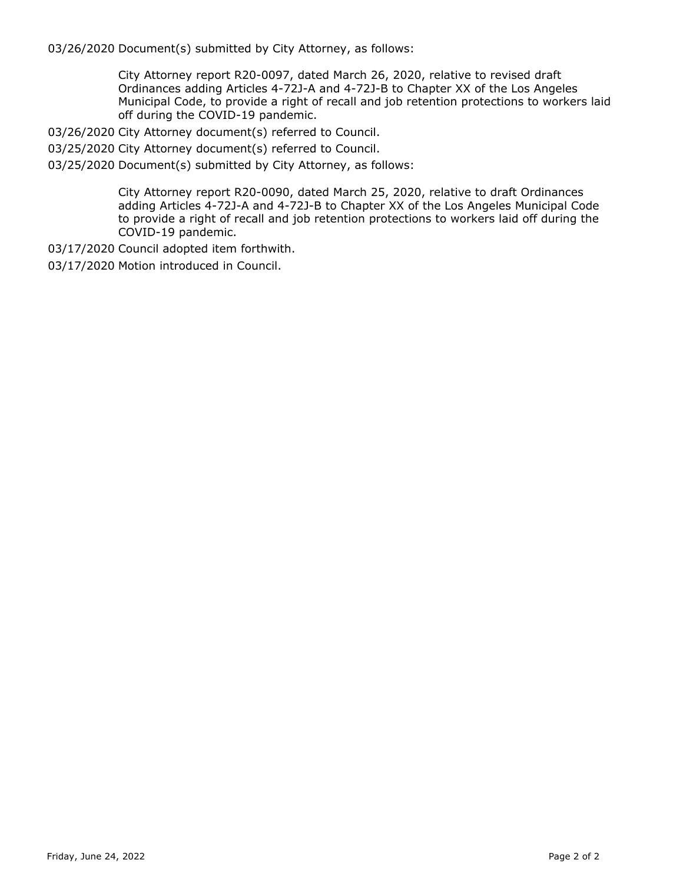03/26/2020 Document(s) submitted by City Attorney, as follows:

> City Attorney report R20-0097, dated March 26, 2020, relative to revised draft Ordinances adding Articles 4-72J-A and 4-72J-B to Chapter XX of the Los Angeles Municipal Code, to provide a right of recall and job retention protections to workers laid off during the COVID-19 pandemic.

03/26/2020 City Attorney document(s) referred to Council.

03/25/2020 City Attorney document(s) referred to Council.

03/25/2020 Document(s) submitted by City Attorney, as follows:

> City Attorney report R20-0090, dated March 25, 2020, relative to draft Ordinances adding Articles 4-72J-A and 4-72J-B to Chapter XX of the Los Angeles Municipal Code to provide a right of recall and job retention protections to workers laid off during the COVID-19 pandemic.

03/17/2020 Council adopted item forthwith.

03/17/2020 Motion introduced in Council.